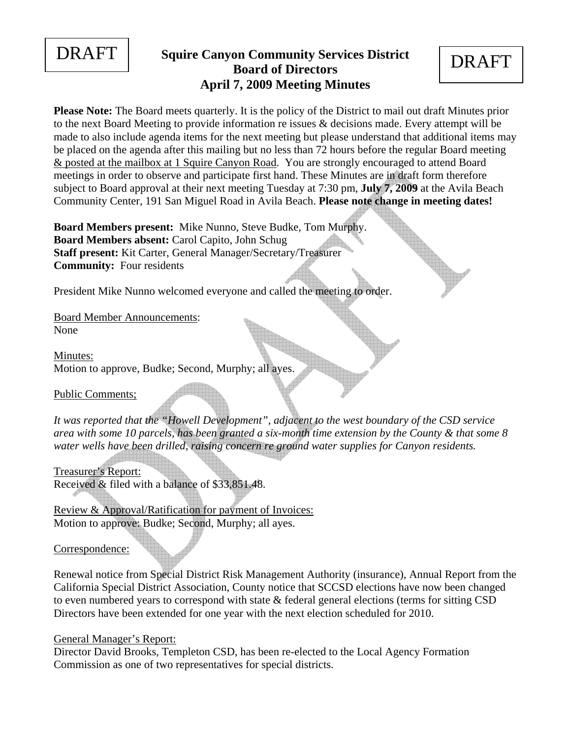DRAFT

# Squire Canyon Community Services District
## Board of Directors
## April 7, 2009 Meeting Minutes

DRAFT

**Please Note:** The Board meets quarterly. It is the policy of the District to mail out draft Minutes prior to the next Board Meeting to provide information re issues & decisions made. Every attempt will be made to also include agenda items for the next meeting but please understand that additional items may be placed on the agenda after this mailing but no less than 72 hours before the regular Board meeting & posted at the mailbox at 1 Squire Canyon Road. You are strongly encouraged to attend Board meetings in order to observe and participate first hand. These Minutes are in draft form therefore subject to Board approval at their next meeting Tuesday at 7:30 pm, **July 7, 2009** at the Avila Beach Community Center, 191 San Miguel Road in Avila Beach. **Please note change in meeting dates!**

**Board Members present:** Mike Nunno, Steve Budke, Tom Murphy.
**Board Members absent:** Carol Capito, John Schug
**Staff present:** Kit Carter, General Manager/Secretary/Treasurer
**Community:** Four residents

President Mike Nunno welcomed everyone and called the meeting to order.

Board Member Announcements:
None

Minutes:
Motion to approve, Budke; Second, Murphy; all ayes.

Public Comments;

*It was reported that the "Howell Development", adjacent to the west boundary of the CSD service area with some 10 parcels, has been granted a six-month time extension by the County & that some 8 water wells have been drilled, raising concern re ground water supplies for Canyon residents.*

Treasurer's Report:
Received & filed with a balance of $33,851.48.

Review & Approval/Ratification for payment of Invoices:
Motion to approve: Budke; Second, Murphy; all ayes.

Correspondence:

Renewal notice from Special District Risk Management Authority (insurance), Annual Report from the California Special District Association, County notice that SCCSD elections have now been changed to even numbered years to correspond with state & federal general elections (terms for sitting CSD Directors have been extended for one year with the next election scheduled for 2010.

General Manager's Report:
Director David Brooks, Templeton CSD, has been re-elected to the Local Agency Formation Commission as one of two representatives for special districts.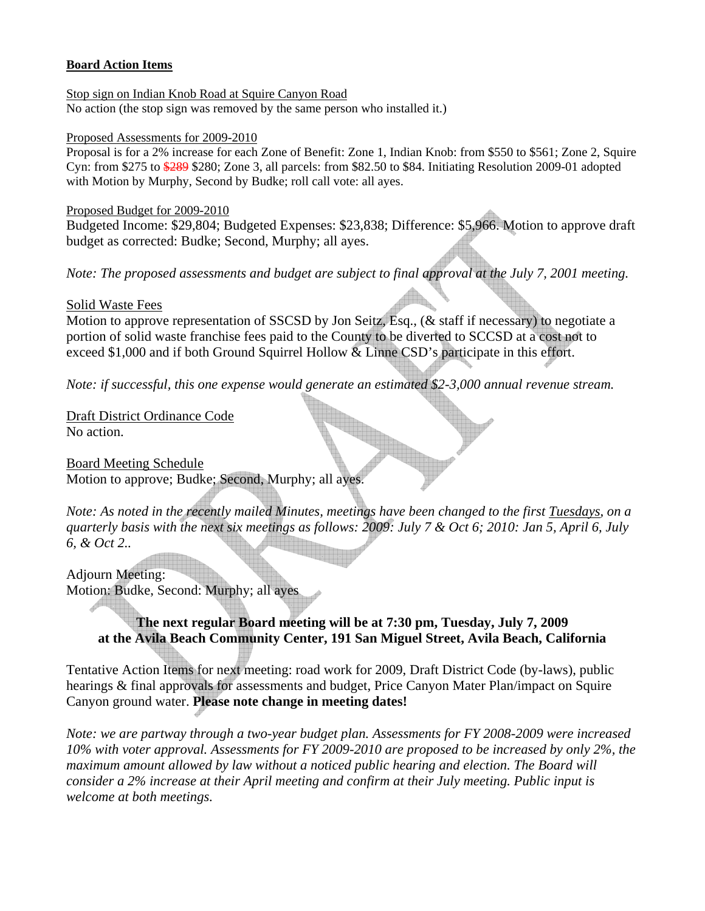**Board Action Items**

Stop sign on Indian Knob Road at Squire Canyon Road
No action (the stop sign was removed by the same person who installed it.)

Proposed Assessments for 2009-2010
Proposal is for a 2% increase for each Zone of Benefit: Zone 1, Indian Knob: from \$550 to \$561; Zone 2, Squire Cyn: from \$275 to ~~\$289~~ \$280; Zone 3, all parcels: from \$82.50 to \$84. Initiating Resolution 2009-01 adopted with Motion by Murphy, Second by Budke; roll call vote: all ayes.

Proposed Budget for 2009-2010
Budgeted Income: \$29,804; Budgeted Expenses: \$23,838; Difference: \$5,966. Motion to approve draft budget as corrected: Budke; Second, Murphy; all ayes.

*Note: The proposed assessments and budget are subject to final approval at the July 7, 2001 meeting.*

Solid Waste Fees
Motion to approve representation of SSCSD by Jon Seitz, Esq., (& staff if necessary) to negotiate a portion of solid waste franchise fees paid to the County to be diverted to SCCSD at a cost not to exceed \$1,000 and if both Ground Squirrel Hollow & Linne CSD's participate in this effort.

*Note: if successful, this one expense would generate an estimated \$2-3,000 annual revenue stream.*

Draft District Ordinance Code
No action.

Board Meeting Schedule
Motion to approve; Budke; Second, Murphy; all ayes.

*Note: As noted in the recently mailed Minutes, meetings have been changed to the first Tuesdays, on a quarterly basis with the next six meetings as follows: 2009: July 7 & Oct 6; 2010: Jan 5, April 6, July 6, & Oct 2..*

Adjourn Meeting:
Motion: Budke, Second: Murphy; all ayes

**The next regular Board meeting will be at 7:30 pm, Tuesday, July 7, 2009 at the Avila Beach Community Center, 191 San Miguel Street, Avila Beach, California**

Tentative Action Items for next meeting: road work for 2009, Draft District Code (by-laws), public hearings & final approvals for assessments and budget, Price Canyon Mater Plan/impact on Squire Canyon ground water. **Please note change in meeting dates!**

*Note: we are partway through a two-year budget plan. Assessments for FY 2008-2009 were increased 10% with voter approval. Assessments for FY 2009-2010 are proposed to be increased by only 2%, the maximum amount allowed by law without a noticed public hearing and election. The Board will consider a 2% increase at their April meeting and confirm at their July meeting. Public input is welcome at both meetings.*